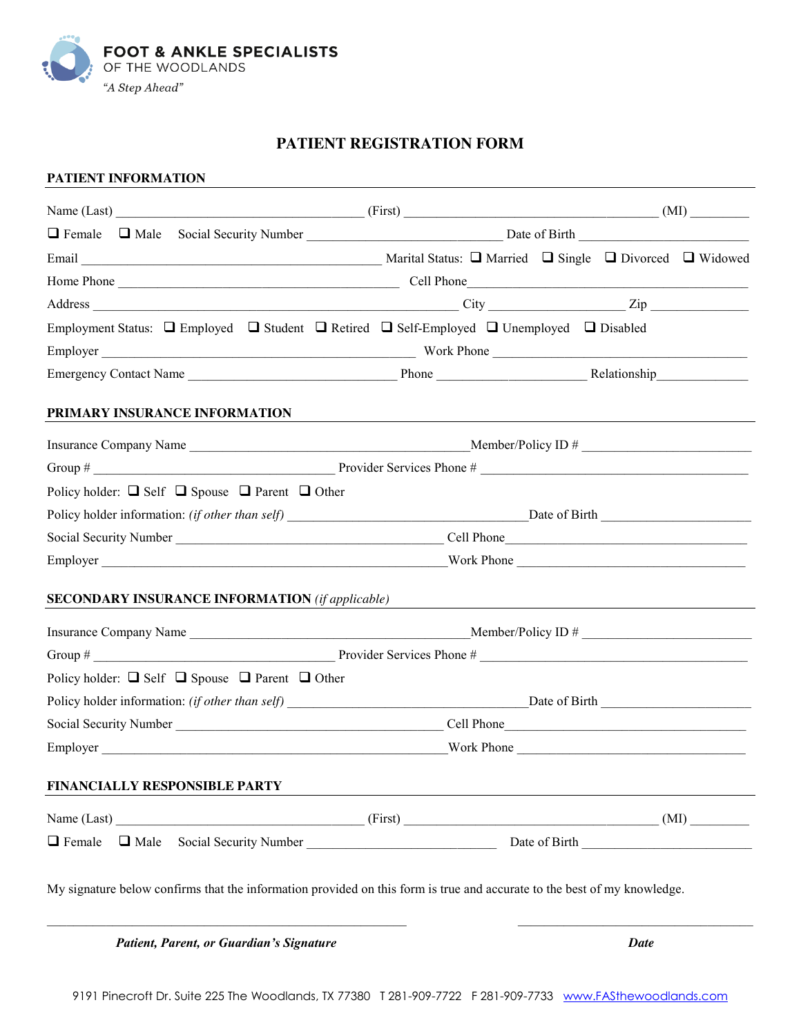**FOOT & ANKLE SPECIALISTS**
OF THE WOODLANDS
*"A Step Ahead"*

# PATIENT REGISTRATION FORM

## PATIENT INFORMATION

Name (Last) ____________________________________ (First) ______________________________________ (MI) _________

❑ Female ❑ Male Social Security Number ____________________________ Date of Birth _________________________

Email ____________________________________________ Marital Status: ❑ Married ❑ Single ❑ Divorced ❑ Widowed

Home Phone __________________________________________ Cell Phone______________________________________

Address _____________________________________________________ City ____________________ Zip _______________

Employment Status: ❑ Employed ❑ Student ❑ Retired ❑ Self-Employed ❑ Unemployed ❑ Disabled

Employer ______________________________________________ Work Phone _____________________________________

Emergency Contact Name _______________________________ Phone ______________________ Relationship______________

## PRIMARY INSURANCE INFORMATION

Insurance Company Name __________________________________________Member/Policy ID # _________________________

Group # ___________________________________ Provider Services Phone # ________________________________________

Policy holder: ❑ Self ❑ Spouse ❑ Parent ❑ Other

Policy holder information: *(if other than self)* ____________________________________Date of Birth ______________________

Social Security Number ________________________________________ Cell Phone____________________________________

Employer ____________________________________________________Work Phone __________________________________

## SECONDARY INSURANCE INFORMATION *(if applicable)*

Insurance Company Name __________________________________________Member/Policy ID # _________________________

Group # ___________________________________ Provider Services Phone # ________________________________________

Policy holder: ❑ Self ❑ Spouse ❑ Parent ❑ Other

Policy holder information: *(if other than self)* ____________________________________Date of Birth ______________________

Social Security Number ________________________________________ Cell Phone____________________________________

Employer ____________________________________________________Work Phone __________________________________

## FINANCIALLY RESPONSIBLE PARTY

Name (Last) ____________________________________ (First) ______________________________________ (MI) _________

❑ Female ❑ Male Social Security Number ____________________________ Date of Birth _________________________

My signature below confirms that the information provided on this form is true and accurate to the best of my knowledge.

_____________________________________________________ ___________________________________

***Patient, Parent, or Guardian's Signature*** ***Date***

9191 Pinecroft Dr. Suite 225 The Woodlands, TX 77380 T 281-909-7722 F 281-909-7733 www.FASthewoodlands.com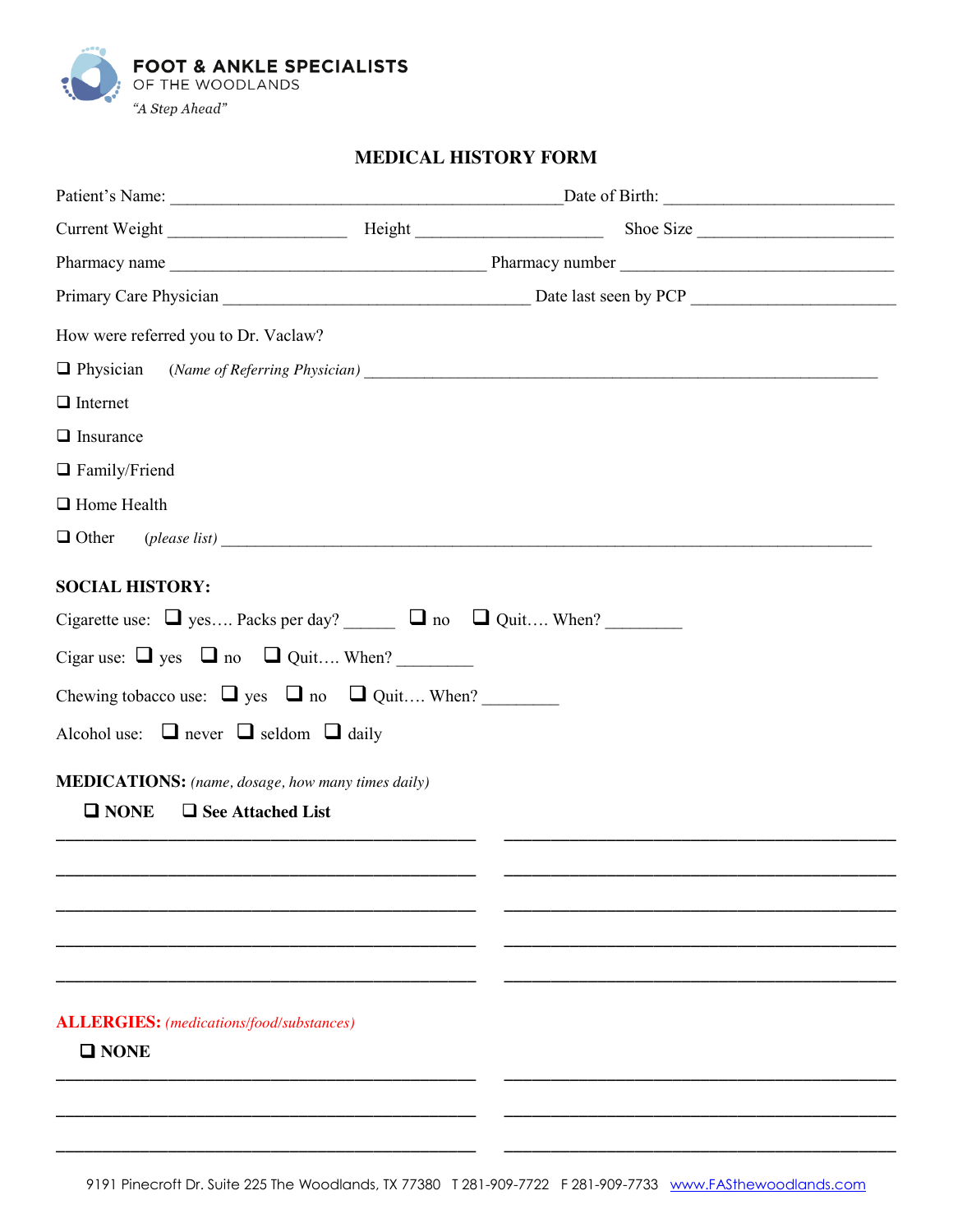**FOOT & ANKLE SPECIALISTS**
OF THE WOODLANDS
*"A Step Ahead"*

# MEDICAL HISTORY FORM

Patient's Name: ______________________________________________ Date of Birth: __________________________

Current Weight ____________________ Height ______________________ Shoe Size ______________________

Pharmacy name ____________________________________ Pharmacy number _______________________________

Primary Care Physician ___________________________________ Date last seen by PCP _______________________

How were referred you to Dr. Vaclaw?

- ❑ Physician *(Name of Referring Physician)* ____________________________________________________________
- ❑ Internet
- ❑ Insurance
- ❑ Family/Friend
- ❑ Home Health
- ❑ Other *(please list)* ___________________________________________________________________________

**SOCIAL HISTORY:**

Cigarette use: ❑ yes…. Packs per day? ______ ❑ no ❑ Quit…. When? _________

Cigar use: ❑ yes ❑ no ❑ Quit…. When? _________

Chewing tobacco use: ❑ yes ❑ no ❑ Quit…. When? _________

Alcohol use: ❑ never ❑ seldom ❑ daily

**MEDICATIONS:** *(name, dosage, how many times daily)*

❑ **NONE** ❑ **See Attached List**

______________________________________________ ______________________________________________

______________________________________________ ______________________________________________

______________________________________________ ______________________________________________

______________________________________________ ______________________________________________

______________________________________________ ______________________________________________

**ALLERGIES:** *(medications/food/substances)*

❑ **NONE**

______________________________________________ ______________________________________________

______________________________________________ ______________________________________________

______________________________________________ ______________________________________________

9191 Pinecroft Dr. Suite 225 The Woodlands, TX 77380 T 281-909-7722 F 281-909-7733 www.FASthewoodlands.com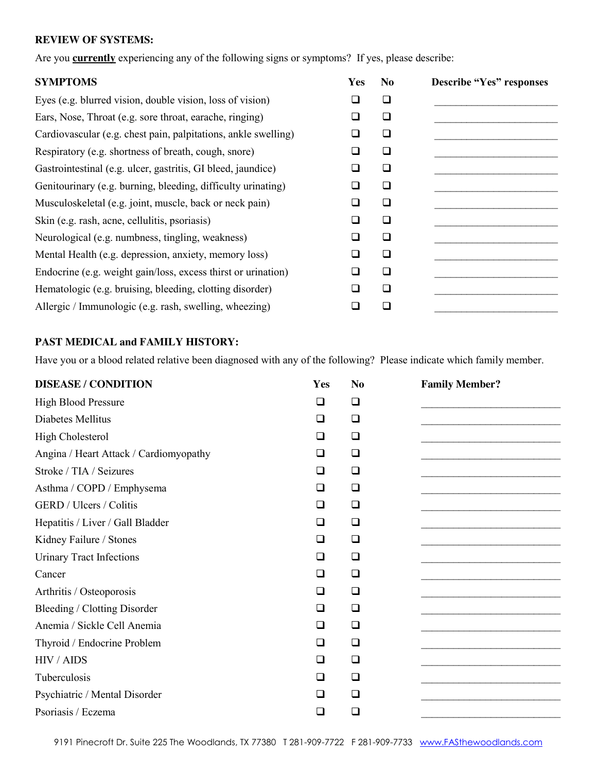**REVIEW OF SYSTEMS:**

Are you **currently** experiencing any of the following signs or symptoms? If yes, please describe:

| SYMPTOMS | Yes | No | Describe "Yes" responses |
|---|---|---|---|
| Eyes (e.g. blurred vision, double vision, loss of vision) | ❑ | ❑ | ______________________ |
| Ears, Nose, Throat (e.g. sore throat, earache, ringing) | ❑ | ❑ | ______________________ |
| Cardiovascular (e.g. chest pain, palpitations, ankle swelling) | ❑ | ❑ | ______________________ |
| Respiratory (e.g. shortness of breath, cough, snore) | ❑ | ❑ | ______________________ |
| Gastrointestinal (e.g. ulcer, gastritis, GI bleed, jaundice) | ❑ | ❑ | ______________________ |
| Genitourinary (e.g. burning, bleeding, difficulty urinating) | ❑ | ❑ | ______________________ |
| Musculoskeletal (e.g. joint, muscle, back or neck pain) | ❑ | ❑ | ______________________ |
| Skin (e.g. rash, acne, cellulitis, psoriasis) | ❑ | ❑ | ______________________ |
| Neurological (e.g. numbness, tingling, weakness) | ❑ | ❑ | ______________________ |
| Mental Health (e.g. depression, anxiety, memory loss) | ❑ | ❑ | ______________________ |
| Endocrine (e.g. weight gain/loss, excess thirst or urination) | ❑ | ❑ | ______________________ |
| Hematologic (e.g. bruising, bleeding, clotting disorder) | ❑ | ❑ | ______________________ |
| Allergic / Immunologic (e.g. rash, swelling, wheezing) | ❑ | ❑ | ______________________ |

**PAST MEDICAL and FAMILY HISTORY:**

Have you or a blood related relative been diagnosed with any of the following? Please indicate which family member.

| DISEASE / CONDITION | Yes | No | Family Member? |
|---|---|---|---|
| High Blood Pressure | ❑ | ❑ | ______________________ |
| Diabetes Mellitus | ❑ | ❑ | ______________________ |
| High Cholesterol | ❑ | ❑ | ______________________ |
| Angina / Heart Attack / Cardiomyopathy | ❑ | ❑ | ______________________ |
| Stroke / TIA / Seizures | ❑ | ❑ | ______________________ |
| Asthma / COPD / Emphysema | ❑ | ❑ | ______________________ |
| GERD / Ulcers / Colitis | ❑ | ❑ | ______________________ |
| Hepatitis / Liver / Gall Bladder | ❑ | ❑ | ______________________ |
| Kidney Failure / Stones | ❑ | ❑ | ______________________ |
| Urinary Tract Infections | ❑ | ❑ | ______________________ |
| Cancer | ❑ | ❑ | ______________________ |
| Arthritis / Osteoporosis | ❑ | ❑ | ______________________ |
| Bleeding / Clotting Disorder | ❑ | ❑ | ______________________ |
| Anemia / Sickle Cell Anemia | ❑ | ❑ | ______________________ |
| Thyroid / Endocrine Problem | ❑ | ❑ | ______________________ |
| HIV / AIDS | ❑ | ❑ | ______________________ |
| Tuberculosis | ❑ | ❑ | ______________________ |
| Psychiatric / Mental Disorder | ❑ | ❑ | ______________________ |
| Psoriasis / Eczema | ❑ | ❑ | ______________________ |

9191 Pinecroft Dr. Suite 225 The Woodlands, TX 77380 T 281-909-7722 F 281-909-7733 www.FASthewoodlands.com